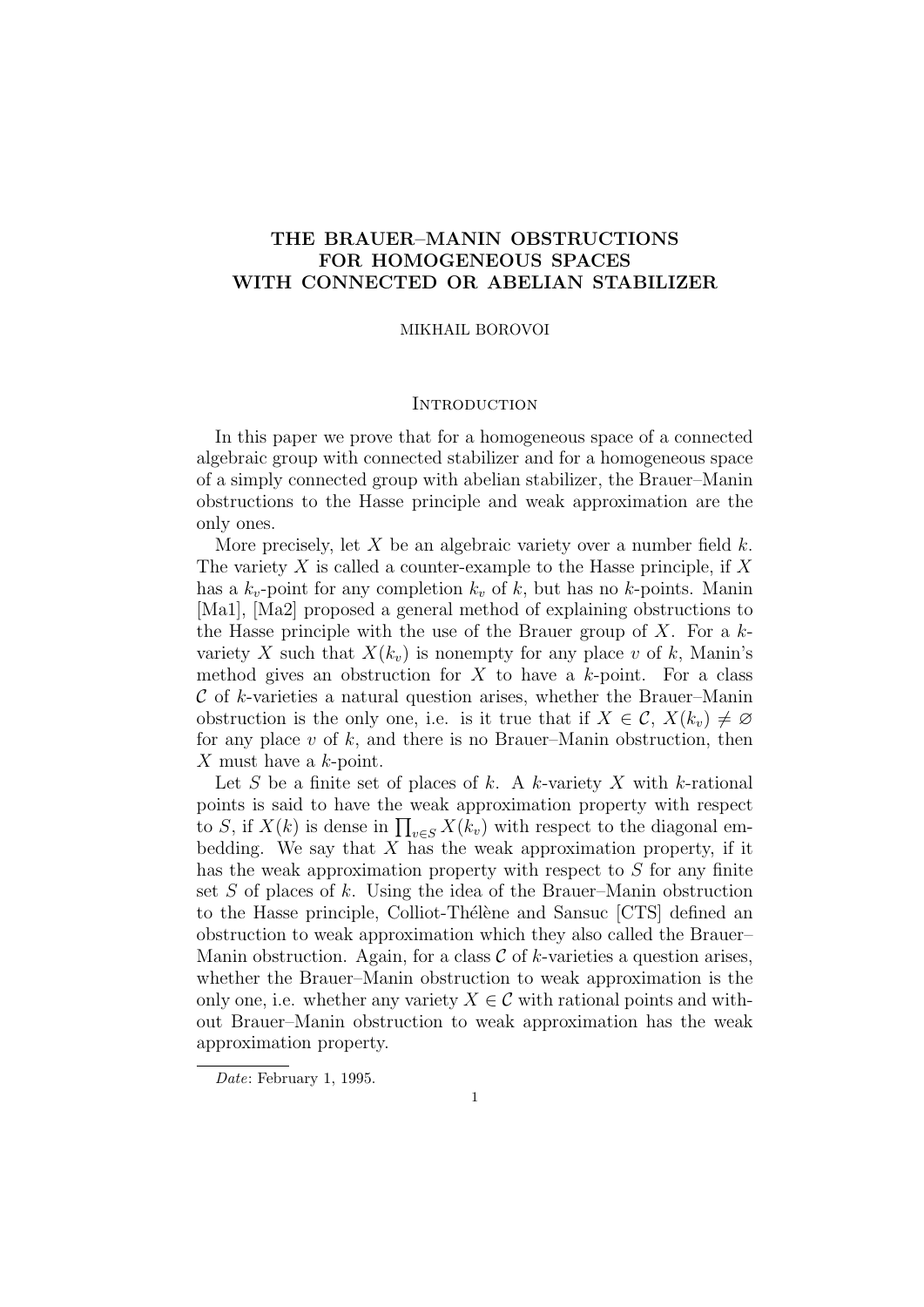# THE BRAUER–MANIN OBSTRUCTIONS FOR HOMOGENEOUS SPACES WITH CONNECTED OR ABELIAN STABILIZER

MIKHAIL BOROVOI

## Introduction

In this paper we prove that for a homogeneous space of a connected algebraic group with connected stabilizer and for a homogeneous space of a simply connected group with abelian stabilizer, the Brauer–Manin obstructions to the Hasse principle and weak approximation are the only ones.

More precisely, let $X$ be an algebraic variety over a number field $k$. The variety $X$ is called a counter-example to the Hasse principle, if $X$ has a $k_v$-point for any completion $k_v$ of $k$, but has no $k$-points. Manin [Ma1], [Ma2] proposed a general method of explaining obstructions to the Hasse principle with the use of the Brauer group of $X$. For a $k$-variety $X$ such that $X(k_v)$ is nonempty for any place $v$ of $k$, Manin's method gives an obstruction for $X$ to have a $k$-point. For a class $\mathcal{C}$ of $k$-varieties a natural question arises, whether the Brauer–Manin obstruction is the only one, i.e. is it true that if $X \in \mathcal{C}$, $X(k_v) \neq \varnothing$ for any place $v$ of $k$, and there is no Brauer–Manin obstruction, then $X$ must have a $k$-point.

Let $S$ be a finite set of places of $k$. A $k$-variety $X$ with $k$-rational points is said to have the weak approximation property with respect to $S$, if $X(k)$ is dense in $\prod_{v \in S} X(k_v)$ with respect to the diagonal embedding. We say that $X$ has the weak approximation property, if it has the weak approximation property with respect to $S$ for any finite set $S$ of places of $k$. Using the idea of the Brauer–Manin obstruction to the Hasse principle, Colliot-Thélène and Sansuc [CTS] defined an obstruction to weak approximation which they also called the Brauer–Manin obstruction. Again, for a class $\mathcal{C}$ of $k$-varieties a question arises, whether the Brauer–Manin obstruction to weak approximation is the only one, i.e. whether any variety $X \in \mathcal{C}$ with rational points and without Brauer–Manin obstruction to weak approximation has the weak approximation property.

*Date*: February 1, 1995.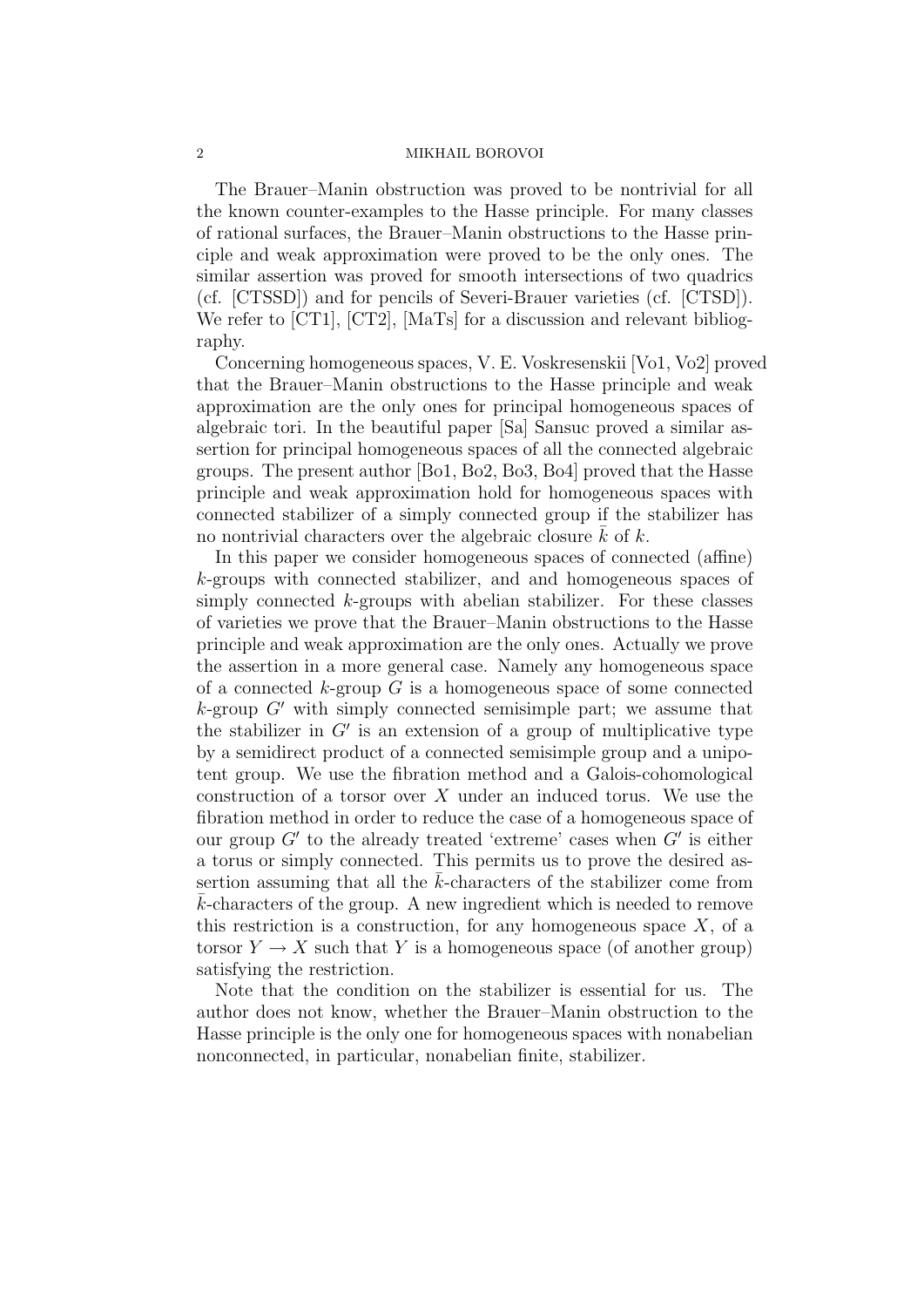The Brauer–Manin obstruction was proved to be nontrivial for all the known counter-examples to the Hasse principle. For many classes of rational surfaces, the Brauer–Manin obstructions to the Hasse principle and weak approximation were proved to be the only ones. The similar assertion was proved for smooth intersections of two quadrics (cf. [CTSSD]) and for pencils of Severi-Brauer varieties (cf. [CTSD]). We refer to [CT1], [CT2], [MaTs] for a discussion and relevant bibliography.

Concerning homogeneous spaces, V. E. Voskresenskii [Vo1, Vo2] proved that the Brauer–Manin obstructions to the Hasse principle and weak approximation are the only ones for principal homogeneous spaces of algebraic tori. In the beautiful paper [Sa] Sansuc proved a similar assertion for principal homogeneous spaces of all the connected algebraic groups. The present author [Bo1, Bo2, Bo3, Bo4] proved that the Hasse principle and weak approximation hold for homogeneous spaces with connected stabilizer of a simply connected group if the stabilizer has no nontrivial characters over the algebraic closure $\bar{k}$ of $k$.

In this paper we consider homogeneous spaces of connected (affine) $k$-groups with connected stabilizer, and and homogeneous spaces of simply connected $k$-groups with abelian stabilizer. For these classes of varieties we prove that the Brauer–Manin obstructions to the Hasse principle and weak approximation are the only ones. Actually we prove the assertion in a more general case. Namely any homogeneous space of a connected $k$-group $G$ is a homogeneous space of some connected $k$-group $G'$ with simply connected semisimple part; we assume that the stabilizer in $G'$ is an extension of a group of multiplicative type by a semidirect product of a connected semisimple group and a unipotent group. We use the fibration method and a Galois-cohomological construction of a torsor over $X$ under an induced torus. We use the fibration method in order to reduce the case of a homogeneous space of our group $G'$ to the already treated 'extreme' cases when $G'$ is either a torus or simply connected. This permits us to prove the desired assertion assuming that all the $\bar{k}$-characters of the stabilizer come from $\bar{k}$-characters of the group. A new ingredient which is needed to remove this restriction is a construction, for any homogeneous space $X$, of a torsor $Y \to X$ such that $Y$ is a homogeneous space (of another group) satisfying the restriction.

Note that the condition on the stabilizer is essential for us. The author does not know, whether the Brauer–Manin obstruction to the Hasse principle is the only one for homogeneous spaces with nonabelian nonconnected, in particular, nonabelian finite, stabilizer.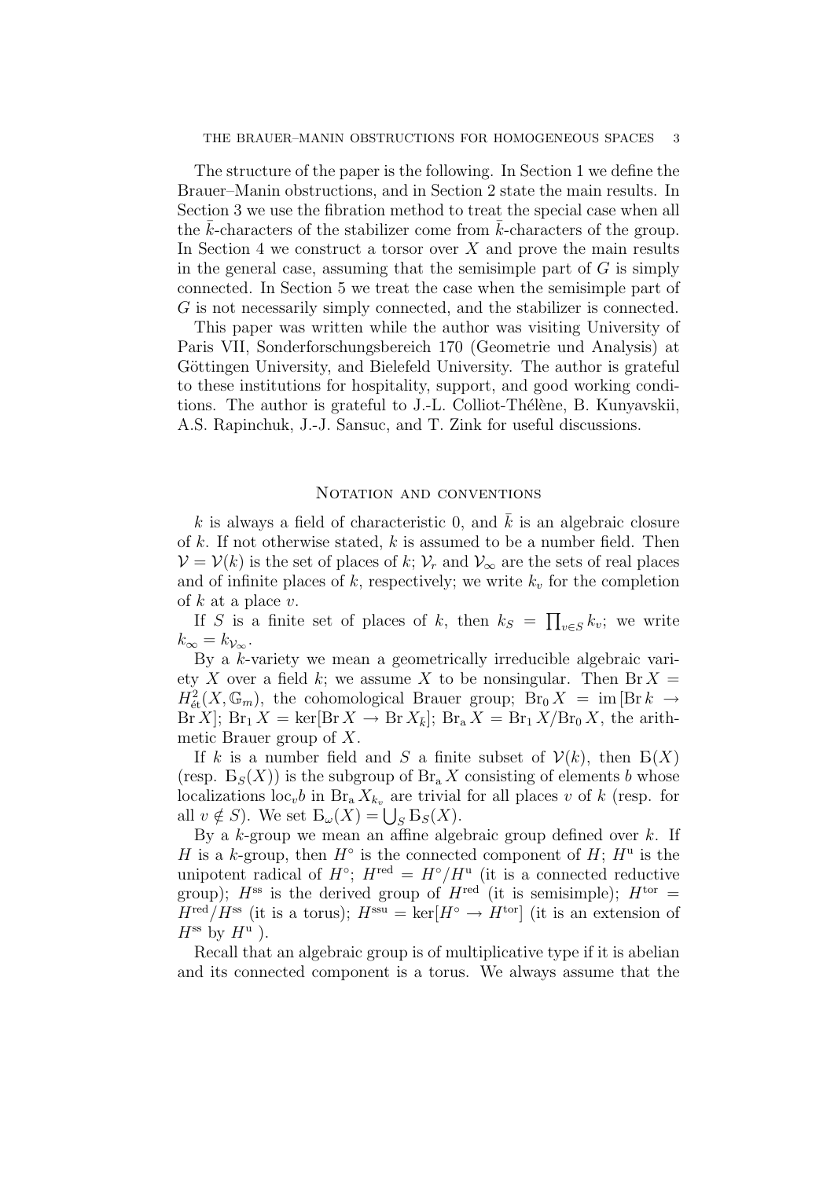The structure of the paper is the following. In Section 1 we define the Brauer–Manin obstructions, and in Section 2 state the main results. In Section 3 we use the fibration method to treat the special case when all the $\bar{k}$-characters of the stabilizer come from $\bar{k}$-characters of the group. In Section 4 we construct a torsor over $X$ and prove the main results in the general case, assuming that the semisimple part of $G$ is simply connected. In Section 5 we treat the case when the semisimple part of $G$ is not necessarily simply connected, and the stabilizer is connected.

This paper was written while the author was visiting University of Paris VII, Sonderforschungsbereich 170 (Geometrie und Analysis) at Göttingen University, and Bielefeld University. The author is grateful to these institutions for hospitality, support, and good working conditions. The author is grateful to J.-L. Colliot-Thélène, B. Kunyavskii, A.S. Rapinchuk, J.-J. Sansuc, and T. Zink for useful discussions.

## Notation and conventions

$k$ is always a field of characteristic 0, and $\bar{k}$ is an algebraic closure of $k$. If not otherwise stated, $k$ is assumed to be a number field. Then $\mathcal{V} = \mathcal{V}(k)$ is the set of places of $k$; $\mathcal{V}_r$ and $\mathcal{V}_\infty$ are the sets of real places and of infinite places of $k$, respectively; we write $k_v$ for the completion of $k$ at a place $v$.

If $S$ is a finite set of places of $k$, then $k_S = \prod_{v \in S} k_v$; we write $k_\infty = k_{\mathcal{V}_\infty}$.

By a $k$-variety we mean a geometrically irreducible algebraic variety $X$ over a field $k$; we assume $X$ to be nonsingular. Then $\operatorname{Br} X = H^2_{\text{ét}}(X, \mathbb{G}_m)$, the cohomological Brauer group; $\operatorname{Br}_0 X = \operatorname{im}[\operatorname{Br} k \to \operatorname{Br} X]$; $\operatorname{Br}_1 X = \ker[\operatorname{Br} X \to \operatorname{Br} X_{\bar{k}}]$; $\operatorname{Br}_{\mathrm{a}} X = \operatorname{Br}_1 X / \operatorname{Br}_0 X$, the arithmetic Brauer group of $X$.

If $k$ is a number field and $S$ a finite subset of $\mathcal{V}(k)$, then $\text{Б}(X)$ (resp. $\text{Б}_S(X)$) is the subgroup of $\operatorname{Br}_{\mathrm{a}} X$ consisting of elements $b$ whose localizations $\operatorname{loc}_v b$ in $\operatorname{Br}_{\mathrm{a}} X_{k_v}$ are trivial for all places $v$ of $k$ (resp. for all $v \notin S$). We set $\text{Б}_\omega(X) = \bigcup_S \text{Б}_S(X)$.

By a $k$-group we mean an affine algebraic group defined over $k$. If $H$ is a $k$-group, then $H^\circ$ is the connected component of $H$; $H^{\mathrm{u}}$ is the unipotent radical of $H^\circ$; $H^{\mathrm{red}} = H^\circ / H^{\mathrm{u}}$ (it is a connected reductive group); $H^{\mathrm{ss}}$ is the derived group of $H^{\mathrm{red}}$ (it is semisimple); $H^{\mathrm{tor}} = H^{\mathrm{red}} / H^{\mathrm{ss}}$ (it is a torus); $H^{\mathrm{ssu}} = \ker[H^\circ \to H^{\mathrm{tor}}]$ (it is an extension of $H^{\mathrm{ss}}$ by $H^{\mathrm{u}}$ ).

Recall that an algebraic group is of multiplicative type if it is abelian and its connected component is a torus. We always assume that the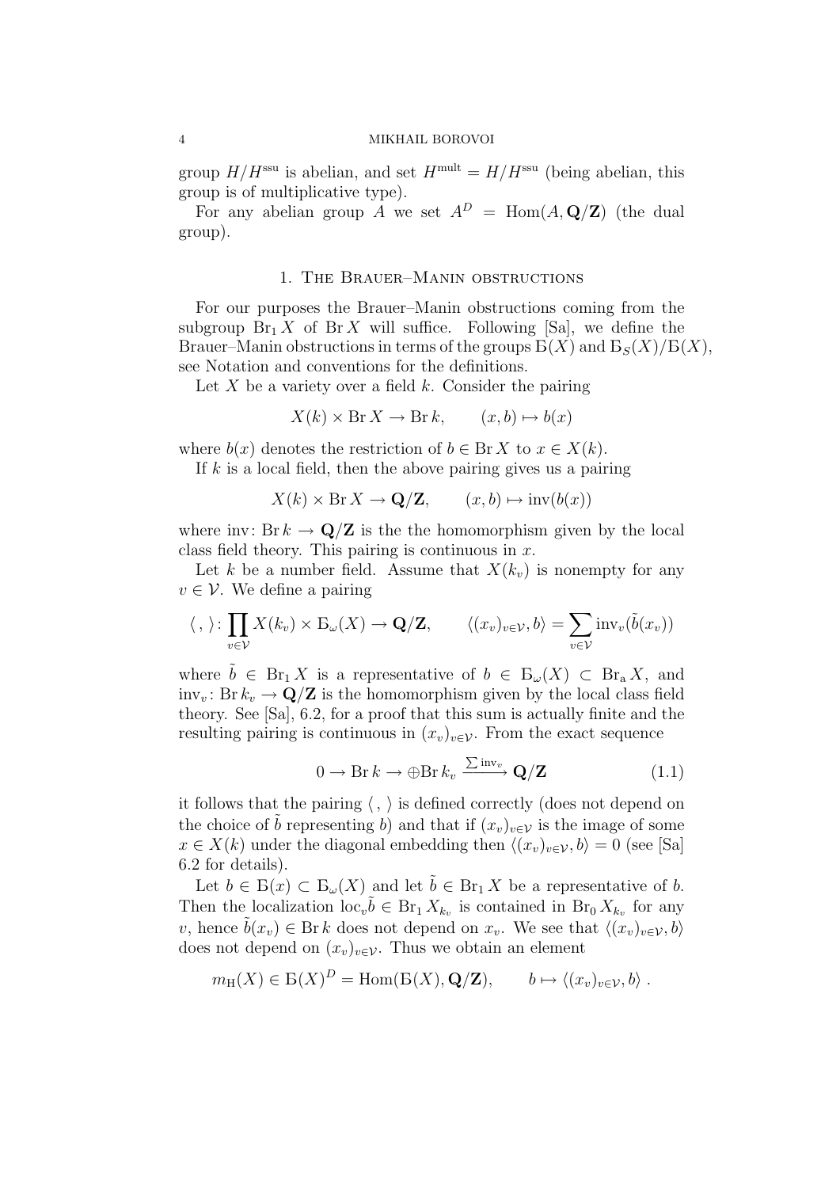group $H/H^{\mathrm{ssu}}$ is abelian, and set $H^{\mathrm{mult}} = H/H^{\mathrm{ssu}}$ (being abelian, this group is of multiplicative type).

For any abelian group $A$ we set $A^D = \mathrm{Hom}(A, \mathbf{Q}/\mathbf{Z})$ (the dual group).

## 1. The Brauer–Manin obstructions

For our purposes the Brauer–Manin obstructions coming from the subgroup $\mathrm{Br}_1 X$ of $\mathrm{Br}\, X$ will suffice. Following [Sa], we define the Brauer–Manin obstructions in terms of the groups $Б(X)$ and $Б_S(X)/Б(X)$, see Notation and conventions for the definitions.

Let $X$ be a variety over a field $k$. Consider the pairing

$$X(k) \times \mathrm{Br}\, X \to \mathrm{Br}\, k, \qquad (x, b) \mapsto b(x)$$

where $b(x)$ denotes the restriction of $b \in \mathrm{Br}\, X$ to $x \in X(k)$.

If $k$ is a local field, then the above pairing gives us a pairing

$$X(k) \times \mathrm{Br}\, X \to \mathbf{Q}/\mathbf{Z}, \qquad (x, b) \mapsto \mathrm{inv}(b(x))$$

where $\mathrm{inv}\colon \mathrm{Br}\, k \to \mathbf{Q}/\mathbf{Z}$ is the the homomorphism given by the local class field theory. This pairing is continuous in $x$.

Let $k$ be a number field. Assume that $X(k_v)$ is nonempty for any $v \in \mathcal{V}$. We define a pairing

$$\langle\, ,\, \rangle\colon \prod_{v\in\mathcal{V}} X(k_v) \times Б_\omega(X) \to \mathbf{Q}/\mathbf{Z}, \qquad \langle (x_v)_{v\in\mathcal{V}}, b\rangle = \sum_{v\in\mathcal{V}} \mathrm{inv}_v(\tilde{b}(x_v))$$

where $\tilde{b} \in \mathrm{Br}_1 X$ is a representative of $b \in Б_\omega(X) \subset \mathrm{Br_a}\, X$, and $\mathrm{inv}_v\colon \mathrm{Br}\, k_v \to \mathbf{Q}/\mathbf{Z}$ is the homomorphism given by the local class field theory. See [Sa], 6.2, for a proof that this sum is actually finite and the resulting pairing is continuous in $(x_v)_{v\in\mathcal{V}}$. From the exact sequence

$$0 \to \mathrm{Br}\, k \to \oplus \mathrm{Br}\, k_v \xrightarrow{\sum \mathrm{inv}_v} \mathbf{Q}/\mathbf{Z} \tag{1.1}$$

it follows that the pairing $\langle\, ,\, \rangle$ is defined correctly (does not depend on the choice of $\tilde{b}$ representing $b$) and that if $(x_v)_{v\in\mathcal{V}}$ is the image of some $x \in X(k)$ under the diagonal embedding then $\langle (x_v)_{v\in\mathcal{V}}, b\rangle = 0$ (see [Sa] 6.2 for details).

Let $b \in Б(x) \subset Б_\omega(X)$ and let $\tilde{b} \in \mathrm{Br}_1 X$ be a representative of $b$. Then the localization $\mathrm{loc}_v \tilde{b} \in \mathrm{Br}_1 X_{k_v}$ is contained in $\mathrm{Br}_0 X_{k_v}$ for any $v$, hence $\tilde{b}(x_v) \in \mathrm{Br}\, k$ does not depend on $x_v$. We see that $\langle (x_v)_{v\in\mathcal{V}}, b\rangle$ does not depend on $(x_v)_{v\in\mathcal{V}}$. Thus we obtain an element

$$m_{\mathrm{H}}(X) \in Б(X)^D = \mathrm{Hom}(Б(X), \mathbf{Q}/\mathbf{Z}), \qquad b \mapsto \langle (x_v)_{v\in\mathcal{V}}, b\rangle\ .$$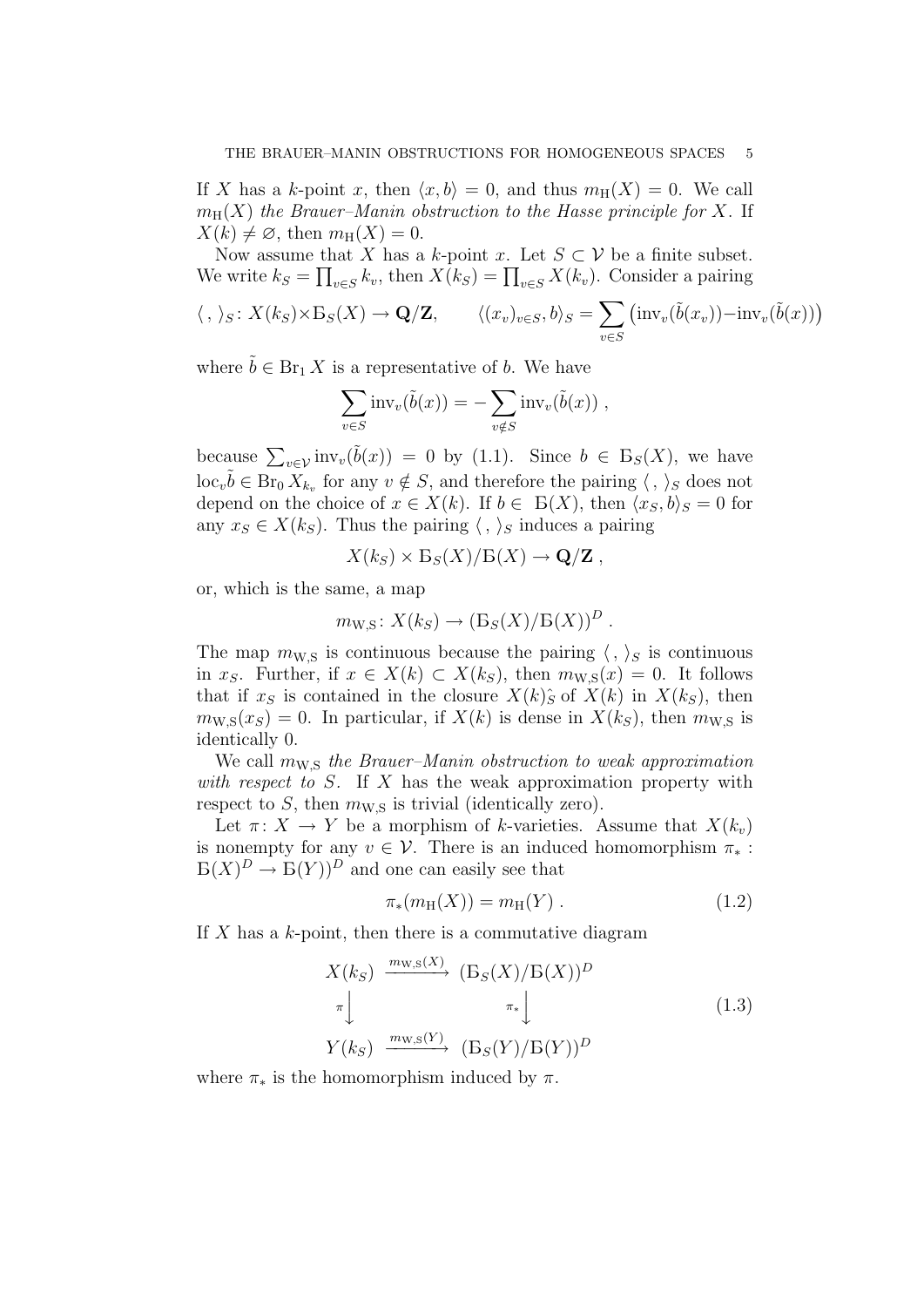If $X$ has a $k$-point $x$, then $\langle x, b\rangle = 0$, and thus $m_{\mathrm{H}}(X) = 0$. We call $m_{\mathrm{H}}(X)$ *the Brauer–Manin obstruction to the Hasse principle for* $X$. If $X(k) \neq \varnothing$, then $m_{\mathrm{H}}(X) = 0$.

Now assume that $X$ has a $k$-point $x$. Let $S \subset \mathcal{V}$ be a finite subset. We write $k_S = \prod_{v\in S} k_v$, then $X(k_S) = \prod_{v\in S} X(k_v)$. Consider a pairing

$$\langle\, ,\, \rangle_S \colon X(k_S)\times Б_S(X) \to \mathbf{Q}/\mathbf{Z}, \qquad \langle (x_v)_{v\in S}, b\rangle_S = \sum_{v\in S} \left(\mathrm{inv}_v(\tilde{b}(x_v)) - \mathrm{inv}_v(\tilde{b}(x))\right)$$

where $\tilde{b} \in \mathrm{Br}_1 X$ is a representative of $b$. We have

$$\sum_{v\in S} \mathrm{inv}_v(\tilde{b}(x)) = -\sum_{v\notin S} \mathrm{inv}_v(\tilde{b}(x))\ ,$$

because $\sum_{v\in\mathcal{V}} \mathrm{inv}_v(\tilde{b}(x)) = 0$ by (1.1). Since $b \in Б_S(X)$, we have $\mathrm{loc}_v\tilde{b} \in \mathrm{Br}_0 X_{k_v}$ for any $v \notin S$, and therefore the pairing $\langle\, ,\, \rangle_S$ does not depend on the choice of $x \in X(k)$. If $b \in Б(X)$, then $\langle x_S, b\rangle_S = 0$ for any $x_S \in X(k_S)$. Thus the pairing $\langle\, ,\, \rangle_S$ induces a pairing

$$X(k_S) \times Б_S(X)/Б(X) \to \mathbf{Q}/\mathbf{Z}\ ,$$

or, which is the same, a map

$$m_{\mathrm{W,S}} \colon X(k_S) \to (Б_S(X)/Б(X))^D\ .$$

The map $m_{\mathrm{W,S}}$ is continuous because the pairing $\langle\, ,\, \rangle_S$ is continuous in $x_S$. Further, if $x \in X(k) \subset X(k_S)$, then $m_{\mathrm{W,S}}(x) = 0$. It follows that if $x_S$ is contained in the closure $X(k)\hat{_S}$ of $X(k)$ in $X(k_S)$, then $m_{\mathrm{W,S}}(x_S) = 0$. In particular, if $X(k)$ is dense in $X(k_S)$, then $m_{\mathrm{W,S}}$ is identically 0.

We call $m_{\mathrm{W,S}}$ *the Brauer–Manin obstruction to weak approximation with respect to* $S$. If $X$ has the weak approximation property with respect to $S$, then $m_{\mathrm{W,S}}$ is trivial (identically zero).

Let $\pi\colon X \to Y$ be a morphism of $k$-varieties. Assume that $X(k_v)$ is nonempty for any $v \in \mathcal{V}$. There is an induced homomorphism $\pi_* : Б(X)^D \to Б(Y))^D$ and one can easily see that

$$\pi_*(m_{\mathrm{H}}(X)) = m_{\mathrm{H}}(Y)\ . \tag{1.2}$$

If $X$ has a $k$-point, then there is a commutative diagram

$$\begin{array}{ccc} X(k_S) & \xrightarrow{m_{\mathrm{W,S}}(X)} & (Б_S(X)/Б(X))^D \\ {\scriptstyle\pi}\big\downarrow & & {\scriptstyle\pi_*}\big\downarrow \\ Y(k_S) & \xrightarrow{m_{\mathrm{W,S}}(Y)} & (Б_S(Y)/Б(Y))^D \end{array} \tag{1.3}$$

where $\pi_*$ is the homomorphism induced by $\pi$.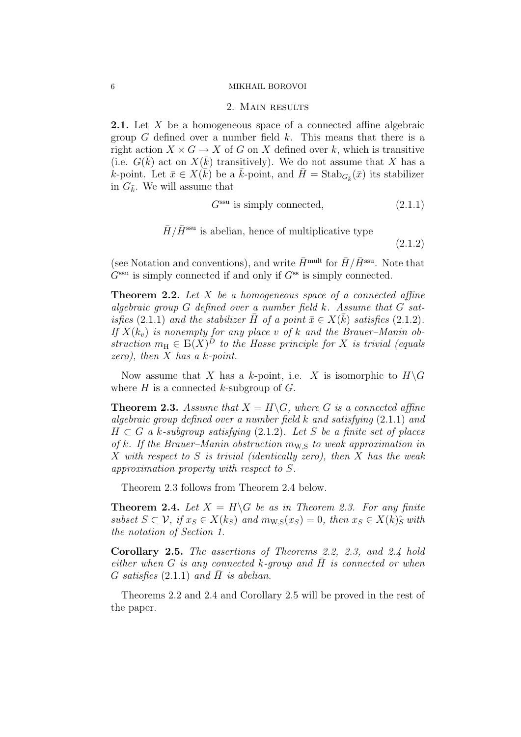## 2. Main results

**2.1.** Let $X$ be a homogeneous space of a connected affine algebraic group $G$ defined over a number field $k$. This means that there is a right action $X \times G \to X$ of $G$ on $X$ defined over $k$, which is transitive (i.e. $G(\bar{k})$ act on $X(\bar{k})$ transitively). We do not assume that $X$ has a $k$-point. Let $\bar{x} \in X(\bar{k})$ be a $\bar{k}$-point, and $\bar{H} = \mathrm{Stab}_{G_{\bar{k}}}(\bar{x})$ its stabilizer in $G_{\bar{k}}$. We will assume that

$$G^{\mathrm{ssu}} \text{ is simply connected,} \tag{2.1.1}$$

$$\bar{H}/\bar{H}^{\mathrm{ssu}} \text{ is abelian, hence of multiplicative type} \tag{2.1.2}$$

(see Notation and conventions), and write $\bar{H}^{\mathrm{mult}}$ for $\bar{H}/\bar{H}^{\mathrm{ssu}}$. Note that $G^{\mathrm{ssu}}$ is simply connected if and only if $G^{\mathrm{ss}}$ is simply connected.

**Theorem 2.2.** *Let $X$ be a homogeneous space of a connected affine algebraic group $G$ defined over a number field $k$. Assume that $G$ satisfies (2.1.1) and the stabilizer $\bar{H}$ of a point $\bar{x} \in X(\bar{k})$ satisfies (2.1.2). If $X(k_v)$ is nonempty for any place $v$ of $k$ and the Brauer–Manin obstruction $m_{\mathrm{H}} \in \text{Б}(X)^D$ to the Hasse principle for $X$ is trivial (equals zero), then $X$ has a $k$-point.*

Now assume that $X$ has a $k$-point, i.e. $X$ is isomorphic to $H\backslash G$ where $H$ is a connected $k$-subgroup of $G$.

**Theorem 2.3.** *Assume that $X = H\backslash G$, where $G$ is a connected affine algebraic group defined over a number field $k$ and satisfying (2.1.1) and $H \subset G$ a $k$-subgroup satisfying (2.1.2). Let $S$ be a finite set of places of $k$. If the Brauer–Manin obstruction $m_{\mathrm{W,S}}$ to weak approximation in $X$ with respect to $S$ is trivial (identically zero), then $X$ has the weak approximation property with respect to $S$.*

Theorem 2.3 follows from Theorem 2.4 below.

**Theorem 2.4.** *Let $X = H\backslash G$ be as in Theorem 2.3. For any finite subset $S \subset \mathcal{V}$, if $x_S \in X(k_S)$ and $m_{\mathrm{W,S}}(x_S) = 0$, then $x_S \in X(k)^{\hat{}}_S$ with the notation of Section 1.*

**Corollary 2.5.** *The assertions of Theorems 2.2, 2.3, and 2.4 hold either when $G$ is any connected $k$-group and $\bar{H}$ is connected or when $G$ satisfies (2.1.1) and $\bar{H}$ is abelian.*

Theorems 2.2 and 2.4 and Corollary 2.5 will be proved in the rest of the paper.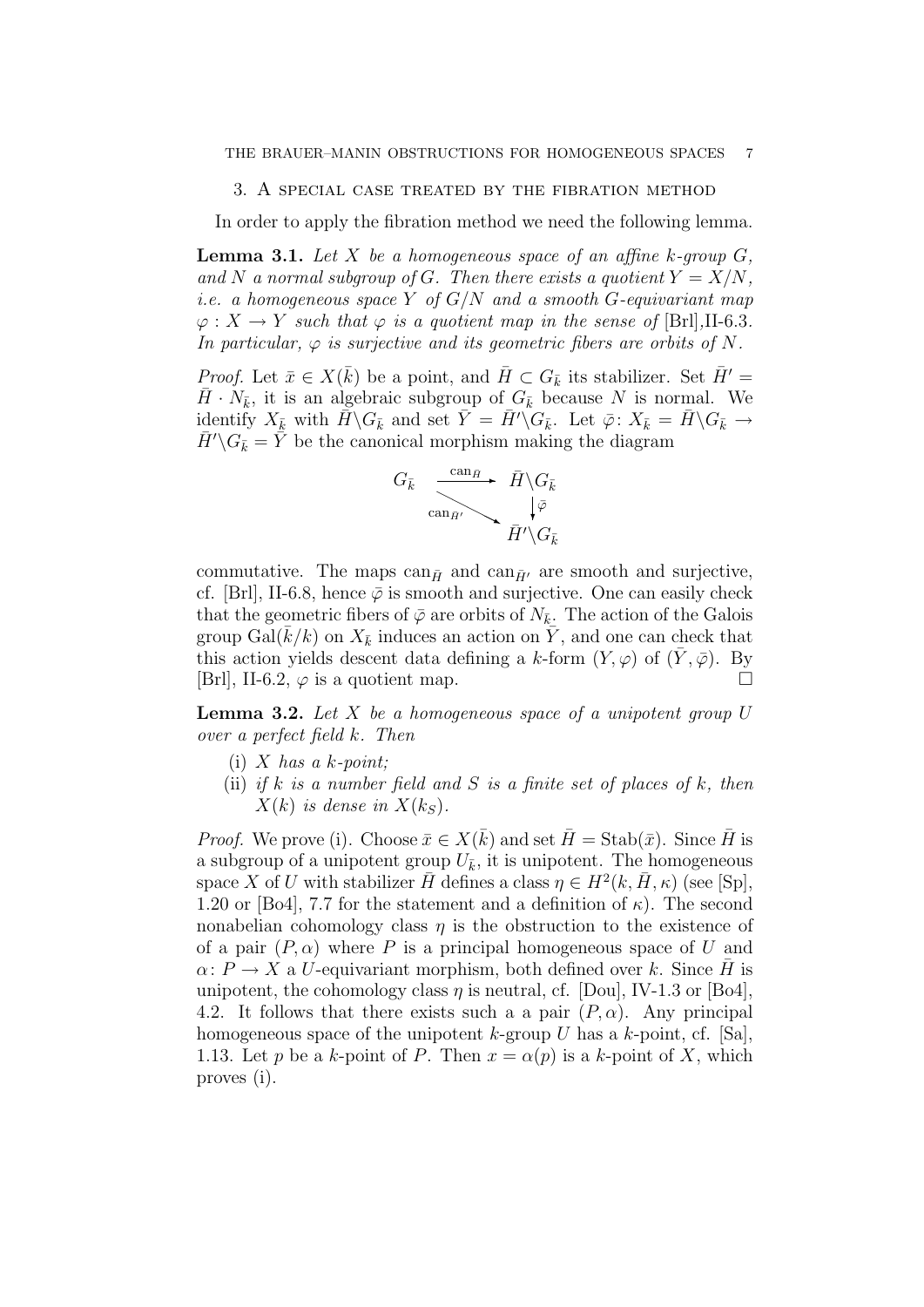## 3. A special case treated by the fibration method

In order to apply the fibration method we need the following lemma.

**Lemma 3.1.** *Let $X$ be a homogeneous space of an affine $k$-group $G$, and $N$ a normal subgroup of $G$. Then there exists a quotient $Y = X/N$, i.e. a homogeneous space $Y$ of $G/N$ and a smooth $G$-equivariant map $\varphi : X \to Y$ such that $\varphi$ is a quotient map in the sense of* [Brl],II-6.3. *In particular, $\varphi$ is surjective and its geometric fibers are orbits of $N$.*

*Proof.* Let $\bar{x} \in X(\bar{k})$ be a point, and $\bar{H} \subset G_{\bar{k}}$ its stabilizer. Set $\bar{H}' = \bar{H} \cdot N_{\bar{k}}$, it is an algebraic subgroup of $G_{\bar{k}}$ because $N$ is normal. We identify $X_{\bar{k}}$ with $\bar{H}\backslash G_{\bar{k}}$ and set $\bar{Y} = \bar{H}'\backslash G_{\bar{k}}$. Let $\bar{\varphi}\colon X_{\bar{k}} = \bar{H}\backslash G_{\bar{k}} \to \bar{H}'\backslash G_{\bar{k}} = \bar{Y}$ be the canonical morphism making the diagram

$$\begin{array}{ccc} G_{\bar{k}} & \xrightarrow{\mathrm{can}_{\bar{H}}} & \bar{H}\backslash G_{\bar{k}} \\ & \searrow^{\mathrm{can}_{\bar{H}'}} & \downarrow{\bar{\varphi}} \\ & & \bar{H}'\backslash G_{\bar{k}} \end{array}$$

commutative. The maps $\mathrm{can}_{\bar{H}}$ and $\mathrm{can}_{\bar{H}'}$ are smooth and surjective, cf. [Brl], II-6.8, hence $\bar{\varphi}$ is smooth and surjective. One can easily check that the geometric fibers of $\bar{\varphi}$ are orbits of $N_{\bar{k}}$. The action of the Galois group $\mathrm{Gal}(\bar{k}/k)$ on $X_{\bar{k}}$ induces an action on $\bar{Y}$, and one can check that this action yields descent data defining a $k$-form $(Y, \varphi)$ of $(\bar{Y}, \bar{\varphi})$. By [Brl], II-6.2, $\varphi$ is a quotient map. □

**Lemma 3.2.** *Let $X$ be a homogeneous space of a unipotent group $U$ over a perfect field $k$. Then*

(i) *$X$ has a $k$-point;*

(ii) *if $k$ is a number field and $S$ is a finite set of places of $k$, then $X(k)$ is dense in $X(k_S)$.*

*Proof.* We prove (i). Choose $\bar{x} \in X(\bar{k})$ and set $\bar{H} = \mathrm{Stab}(\bar{x})$. Since $\bar{H}$ is a subgroup of a unipotent group $U_{\bar{k}}$, it is unipotent. The homogeneous space $X$ of $U$ with stabilizer $\bar{H}$ defines a class $\eta \in H^2(k, \bar{H}, \kappa)$ (see [Sp], 1.20 or [Bo4], 7.7 for the statement and a definition of $\kappa$). The second nonabelian cohomology class $\eta$ is the obstruction to the existence of of a pair $(P, \alpha)$ where $P$ is a principal homogeneous space of $U$ and $\alpha\colon P \to X$ a $U$-equivariant morphism, both defined over $k$. Since $\bar{H}$ is unipotent, the cohomology class $\eta$ is neutral, cf. [Dou], IV-1.3 or [Bo4], 4.2. It follows that there exists such a a pair $(P, \alpha)$. Any principal homogeneous space of the unipotent $k$-group $U$ has a $k$-point, cf. [Sa], 1.13. Let $p$ be a $k$-point of $P$. Then $x = \alpha(p)$ is a $k$-point of $X$, which proves (i).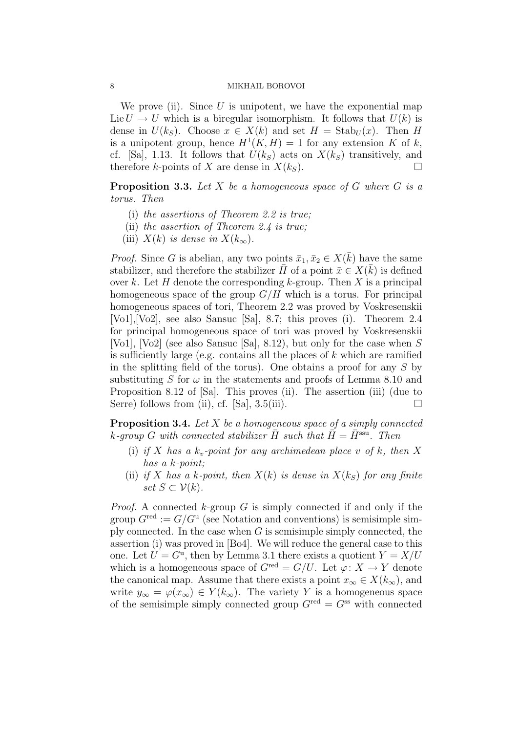We prove (ii). Since $U$ is unipotent, we have the exponential map $\mathrm{Lie}\, U \to U$ which is a biregular isomorphism. It follows that $U(k)$ is dense in $U(k_S)$. Choose $x \in X(k)$ and set $H = \mathrm{Stab}_U(x)$. Then $H$ is a unipotent group, hence $H^1(K, H) = 1$ for any extension $K$ of $k$, cf. [Sa], 1.13. It follows that $U(k_S)$ acts on $X(k_S)$ transitively, and therefore $k$-points of $X$ are dense in $X(k_S)$. $\square$

**Proposition 3.3.** *Let $X$ be a homogeneous space of $G$ where $G$ is a torus. Then*

(i) *the assertions of Theorem 2.2 are true;*

(ii) *the assertion of Theorem 2.4 is true;*

(iii) *$X(k)$ is dense in $X(k_\infty)$.*

*Proof.* Since $G$ is abelian, any two points $\bar{x}_1, \bar{x}_2 \in X(\bar{k})$ have the same stabilizer, and therefore the stabilizer $\bar{H}$ of a point $\bar{x} \in X(\bar{k})$ is defined over $k$. Let $H$ denote the corresponding $k$-group. Then $X$ is a principal homogeneous space of the group $G/H$ which is a torus. For principal homogeneous spaces of tori, Theorem 2.2 was proved by Voskresenskii [Vo1],[Vo2], see also Sansuc [Sa], 8.7; this proves (i). Theorem 2.4 for principal homogeneous space of tori was proved by Voskresenskii [Vo1], [Vo2] (see also Sansuc [Sa], 8.12), but only for the case when $S$ is sufficiently large (e.g. contains all the places of $k$ which are ramified in the splitting field of the torus). One obtains a proof for any $S$ by substituting $S$ for $\omega$ in the statements and proofs of Lemma 8.10 and Proposition 8.12 of [Sa]. This proves (ii). The assertion (iii) (due to Serre) follows from (ii), cf. [Sa], 3.5(iii). $\square$

**Proposition 3.4.** *Let $X$ be a homogeneous space of a simply connected $k$-group $G$ with connected stabilizer $\bar{H}$ such that $\bar{H} = \bar{H}^{\mathrm{ssu}}$. Then*

(i) *if $X$ has a $k_v$-point for any archimedean place $v$ of $k$, then $X$ has a $k$-point;*

(ii) *if $X$ has a $k$-point, then $X(k)$ is dense in $X(k_S)$ for any finite set $S \subset \mathcal{V}(k)$.*

*Proof.* A connected $k$-group $G$ is simply connected if and only if the group $G^{\mathrm{red}} := G/G^{\mathrm{u}}$ (see Notation and conventions) is semisimple simply connected. In the case when $G$ is semisimple simply connected, the assertion (i) was proved in [Bo4]. We will reduce the general case to this one. Let $U = G^{\mathrm{u}}$, then by Lemma 3.1 there exists a quotient $Y = X/U$ which is a homogeneous space of $G^{\mathrm{red}} = G/U$. Let $\varphi\colon X \to Y$ denote the canonical map. Assume that there exists a point $x_\infty \in X(k_\infty)$, and write $y_\infty = \varphi(x_\infty) \in Y(k_\infty)$. The variety $Y$ is a homogeneous space of the semisimple simply connected group $G^{\mathrm{red}} = G^{\mathrm{ss}}$ with connected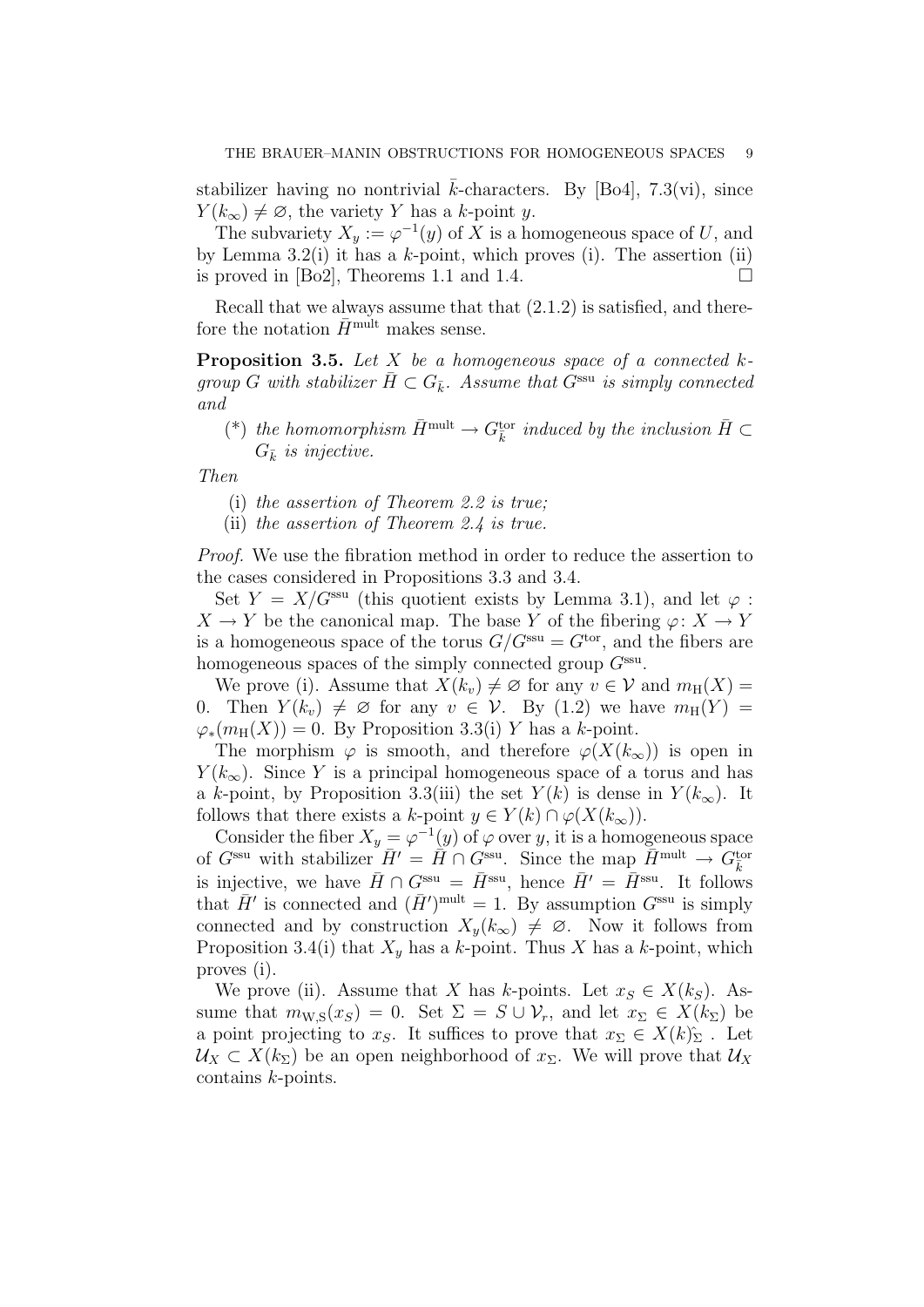stabilizer having no nontrivial $\bar{k}$-characters. By [Bo4], 7.3(vi), since $Y(k_\infty) \neq \varnothing$, the variety $Y$ has a $k$-point $y$.

The subvariety $X_y := \varphi^{-1}(y)$ of $X$ is a homogeneous space of $U$, and by Lemma 3.2(i) it has a $k$-point, which proves (i). The assertion (ii) is proved in [Bo2], Theorems 1.1 and 1.4. $\square$

Recall that we always assume that that (2.1.2) is satisfied, and therefore the notation $\bar{H}^{\text{mult}}$ makes sense.

**Proposition 3.5.** *Let $X$ be a homogeneous space of a connected $k$-group $G$ with stabilizer $\bar{H} \subset G_{\bar{k}}$. Assume that $G^{\text{ssu}}$ is simply connected and*

- (\*) *the homomorphism $\bar{H}^{\text{mult}} \to G^{\text{tor}}_{\bar{k}}$ induced by the inclusion $\bar{H} \subset G_{\bar{k}}$ is injective.*

*Then*

- (i) *the assertion of Theorem 2.2 is true;*
- (ii) *the assertion of Theorem 2.4 is true.*

*Proof.* We use the fibration method in order to reduce the assertion to the cases considered in Propositions 3.3 and 3.4.

Set $Y = X/G^{\text{ssu}}$ (this quotient exists by Lemma 3.1), and let $\varphi : X \to Y$ be the canonical map. The base $Y$ of the fibering $\varphi\colon X \to Y$ is a homogeneous space of the torus $G/G^{\text{ssu}} = G^{\text{tor}}$, and the fibers are homogeneous spaces of the simply connected group $G^{\text{ssu}}$.

We prove (i). Assume that $X(k_v) \neq \varnothing$ for any $v \in \mathcal{V}$ and $m_{\text{H}}(X) = 0$. Then $Y(k_v) \neq \varnothing$ for any $v \in \mathcal{V}$. By (1.2) we have $m_{\text{H}}(Y) = \varphi_*(m_{\text{H}}(X)) = 0$. By Proposition 3.3(i) $Y$ has a $k$-point.

The morphism $\varphi$ is smooth, and therefore $\varphi(X(k_\infty))$ is open in $Y(k_\infty)$. Since $Y$ is a principal homogeneous space of a torus and has a $k$-point, by Proposition 3.3(iii) the set $Y(k)$ is dense in $Y(k_\infty)$. It follows that there exists a $k$-point $y \in Y(k) \cap \varphi(X(k_\infty))$.

Consider the fiber $X_y = \varphi^{-1}(y)$ of $\varphi$ over $y$, it is a homogeneous space of $G^{\text{ssu}}$ with stabilizer $\bar{H}' = \bar{H} \cap G^{\text{ssu}}$. Since the map $\bar{H}^{\text{mult}} \to G^{\text{tor}}_{\bar{k}}$ is injective, we have $\bar{H} \cap G^{\text{ssu}} = \bar{H}^{\text{ssu}}$, hence $\bar{H}' = \bar{H}^{\text{ssu}}$. It follows that $\bar{H}'$ is connected and $(\bar{H}')^{\text{mult}} = 1$. By assumption $G^{\text{ssu}}$ is simply connected and by construction $X_y(k_\infty) \neq \varnothing$. Now it follows from Proposition 3.4(i) that $X_y$ has a $k$-point. Thus $X$ has a $k$-point, which proves (i).

We prove (ii). Assume that $X$ has $k$-points. Let $x_S \in X(k_S)$. Assume that $m_{\text{W,S}}(x_S) = 0$. Set $\Sigma = S \cup \mathcal{V}_r$, and let $x_\Sigma \in X(k_\Sigma)$ be a point projecting to $x_S$. It suffices to prove that $x_\Sigma \in X(k)^{\frown}_\Sigma$ . Let $\mathcal{U}_X \subset X(k_\Sigma)$ be an open neighborhood of $x_\Sigma$. We will prove that $\mathcal{U}_X$ contains $k$-points.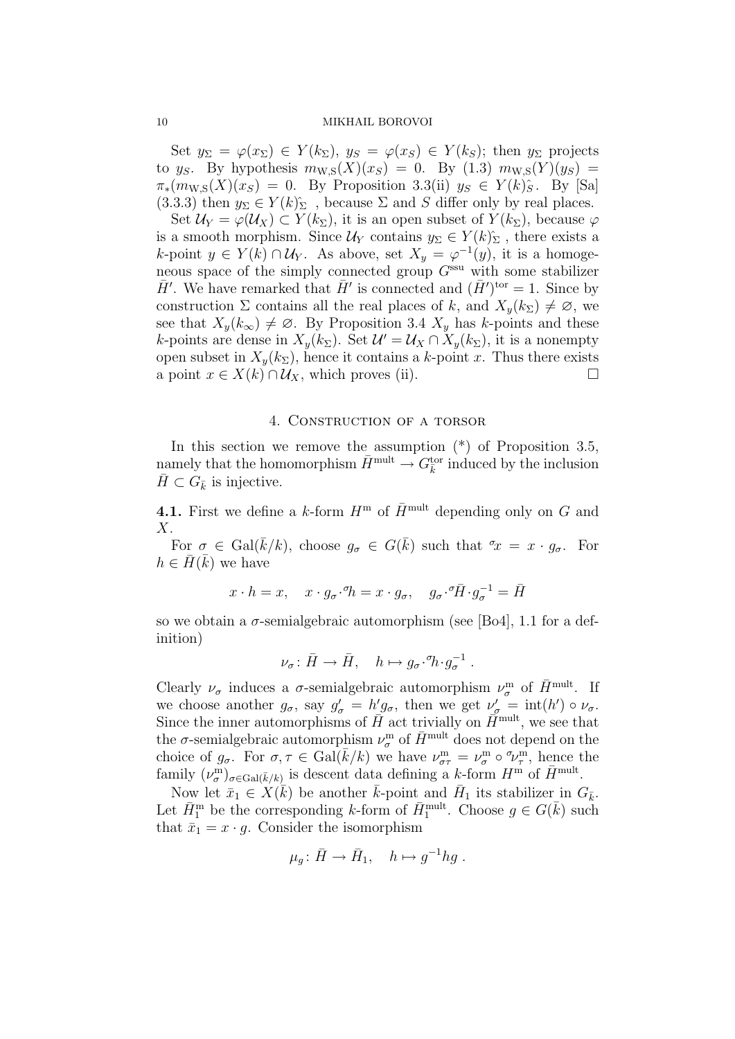Set $y_\Sigma = \varphi(x_\Sigma) \in Y(k_\Sigma)$, $y_S = \varphi(x_S) \in Y(k_S)$; then $y_\Sigma$ projects to $y_S$. By hypothesis $m_{\mathrm{W,S}}(X)(x_S) = 0$. By (1.3) $m_{\mathrm{W,S}}(Y)(y_S) = \pi_*(m_{\mathrm{W,S}}(X)(x_S) = 0$. By Proposition 3.3(ii) $y_S \in Y(k)\hat{_S}$. By [Sa] (3.3.3) then $y_\Sigma \in Y(k)\hat{_\Sigma}$ , because $\Sigma$ and $S$ differ only by real places.

Set $\mathcal{U}_Y = \varphi(\mathcal{U}_X) \subset Y(k_\Sigma)$, it is an open subset of $Y(k_\Sigma)$, because $\varphi$ is a smooth morphism. Since $\mathcal{U}_Y$ contains $y_\Sigma \in Y(k)\hat{_\Sigma}$ , there exists a $k$-point $y \in Y(k) \cap \mathcal{U}_Y$. As above, set $X_y = \varphi^{-1}(y)$, it is a homogeneous space of the simply connected group $G^{\mathrm{ssu}}$ with some stabilizer $\bar{H}'$. We have remarked that $\bar{H}'$ is connected and $(\bar{H}')^{\mathrm{tor}} = 1$. Since by construction $\Sigma$ contains all the real places of $k$, and $X_y(k_\Sigma) \neq \varnothing$, we see that $X_y(k_\infty) \neq \varnothing$. By Proposition 3.4 $X_y$ has $k$-points and these $k$-points are dense in $X_y(k_\Sigma)$. Set $\mathcal{U}' = \mathcal{U}_X \cap X_y(k_\Sigma)$, it is a nonempty open subset in $X_y(k_\Sigma)$, hence it contains a $k$-point $x$. Thus there exists a point $x \in X(k) \cap \mathcal{U}_X$, which proves (ii). $\square$

## 4. Construction of a torsor

In this section we remove the assumption (\*) of Proposition 3.5, namely that the homomorphism $\bar{H}^{\mathrm{mult}} \to G^{\mathrm{tor}}_{\bar{k}}$ induced by the inclusion $\bar{H} \subset G_{\bar{k}}$ is injective.

**4.1.** First we define a $k$-form $H^{\mathrm{m}}$ of $\bar{H}^{\mathrm{mult}}$ depending only on $G$ and $X$.

For $\sigma \in \mathrm{Gal}(\bar{k}/k)$, choose $g_\sigma \in G(\bar{k})$ such that ${}^\sigma x = x \cdot g_\sigma$. For $h \in \bar{H}(\bar{k})$ we have

$$x \cdot h = x, \quad x \cdot g_\sigma \cdot {}^\sigma h = x \cdot g_\sigma, \quad g_\sigma \cdot {}^\sigma \bar{H} \cdot g_\sigma^{-1} = \bar{H}$$

so we obtain a $\sigma$-semialgebraic automorphism (see [Bo4], 1.1 for a definition)

$$\nu_\sigma \colon \bar{H} \to \bar{H}, \quad h \mapsto g_\sigma \cdot {}^\sigma h \cdot g_\sigma^{-1} .$$

Clearly $\nu_\sigma$ induces a $\sigma$-semialgebraic automorphism $\nu^{\mathrm{m}}_\sigma$ of $\bar{H}^{\mathrm{mult}}$. If we choose another $g_\sigma$, say $g'_\sigma = h' g_\sigma$, then we get $\nu'_\sigma = \mathrm{int}(h') \circ \nu_\sigma$. Since the inner automorphisms of $\bar{H}$ act trivially on $\bar{H}^{\mathrm{mult}}$, we see that the $\sigma$-semialgebraic automorphism $\nu^{\mathrm{m}}_\sigma$ of $\bar{H}^{\mathrm{mult}}$ does not depend on the choice of $g_\sigma$. For $\sigma, \tau \in \mathrm{Gal}(\bar{k}/k)$ we have $\nu^{\mathrm{m}}_{\sigma\tau} = \nu^{\mathrm{m}}_\sigma \circ {}^\sigma \nu^{\mathrm{m}}_\tau$, hence the family $(\nu^{\mathrm{m}}_\sigma)_{\sigma \in \mathrm{Gal}(\bar{k}/k)}$ is descent data defining a $k$-form $H^{\mathrm{m}}$ of $\bar{H}^{\mathrm{mult}}$.

Now let $\bar{x}_1 \in X(\bar{k})$ be another $\bar{k}$-point and $\bar{H}_1$ its stabilizer in $G_{\bar{k}}$. Let $\bar{H}^{\mathrm{m}}_1$ be the corresponding $k$-form of $\bar{H}^{\mathrm{mult}}_1$. Choose $g \in G(\bar{k})$ such that $\bar{x}_1 = x \cdot g$. Consider the isomorphism

$$\mu_g \colon \bar{H} \to \bar{H}_1, \quad h \mapsto g^{-1} h g .$$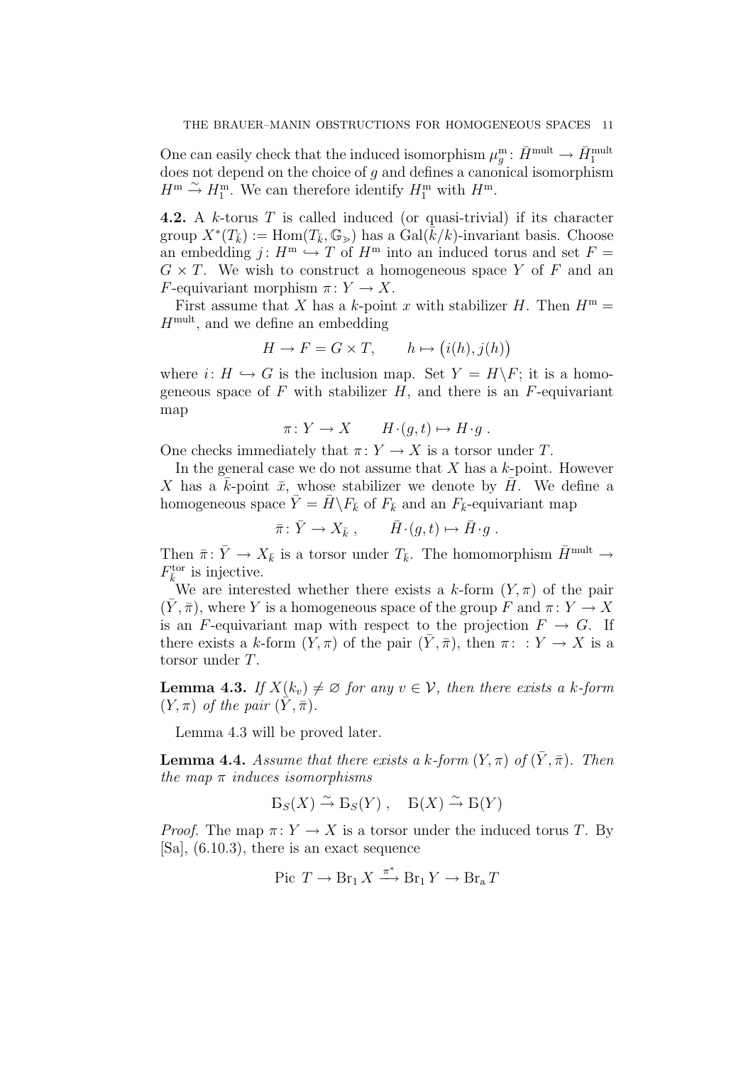One can easily check that the induced isomorphism $\mu_g^{\mathrm{m}}\colon \bar{H}^{\mathrm{mult}} \to \bar{H}_1^{\mathrm{mult}}$ does not depend on the choice of $g$ and defines a canonical isomorphism $H^{\mathrm{m}} \xrightarrow{\sim} H_1^{\mathrm{m}}$. We can therefore identify $H_1^{\mathrm{m}}$ with $H^{\mathrm{m}}$.

**4.2.** A $k$-torus $T$ is called induced (or quasi-trivial) if its character group $X^*(T_{\bar{k}}) := \mathrm{Hom}(T_{\bar{k}}, \mathbb{G}_{\mathrm{m}})$ has a $\mathrm{Gal}(\bar{k}/k)$-invariant basis. Choose an embedding $j\colon H^{\mathrm{m}} \hookrightarrow T$ of $H^{\mathrm{m}}$ into an induced torus and set $F = G \times T$. We wish to construct a homogeneous space $Y$ of $F$ and an $F$-equivariant morphism $\pi\colon Y \to X$.

First assume that $X$ has a $k$-point $x$ with stabilizer $H$. Then $H^{\mathrm{m}} = H^{\mathrm{mult}}$, and we define an embedding

$$H \to F = G \times T, \qquad h \mapsto \big(i(h), j(h)\big)$$

where $i\colon H \hookrightarrow G$ is the inclusion map. Set $Y = H\backslash F$; it is a homogeneous space of $F$ with stabilizer $H$, and there is an $F$-equivariant map

$$\pi\colon Y \to X \qquad H\cdot(g,t) \mapsto H\cdot g\ .$$

One checks immediately that $\pi\colon Y \to X$ is a torsor under $T$.

In the general case we do not assume that $X$ has a $k$-point. However $X$ has a $\bar{k}$-point $\bar{x}$, whose stabilizer we denote by $\bar{H}$. We define a homogeneous space $\bar{Y} = \bar{H}\backslash F_{\bar{k}}$ of $F_{\bar{k}}$ and an $F_{\bar{k}}$-equivariant map

$$\bar{\pi}\colon \bar{Y} \to X_{\bar{k}}\ , \qquad \bar{H}\cdot(g,t) \mapsto \bar{H}\cdot g\ .$$

Then $\bar{\pi}\colon \bar{Y} \to X_{\bar{k}}$ is a torsor under $T_{\bar{k}}$. The homomorphism $\bar{H}^{\mathrm{mult}} \to F_{\bar{k}}^{\mathrm{tor}}$ is injective.

We are interested whether there exists a $k$-form $(Y, \pi)$ of the pair $(\bar{Y}, \bar{\pi})$, where $Y$ is a homogeneous space of the group $F$ and $\pi\colon Y \to X$ is an $F$-equivariant map with respect to the projection $F \to G$. If there exists a $k$-form $(Y, \pi)$ of the pair $(\bar{Y}, \bar{\pi})$, then $\pi\colon\ : Y \to X$ is a torsor under $T$.

**Lemma 4.3.** *If $X(k_v) \neq \varnothing$ for any $v \in \mathcal{V}$, then there exists a $k$-form $(Y, \pi)$ of the pair $(\bar{Y}, \bar{\pi})$.*

Lemma 4.3 will be proved later.

**Lemma 4.4.** *Assume that there exists a $k$-form $(Y, \pi)$ of $(\bar{Y}, \bar{\pi})$. Then the map $\pi$ induces isomorphisms*

$$Б_S(X) \xrightarrow{\sim} Б_S(Y)\ , \quad Б(X) \xrightarrow{\sim} Б(Y)$$

*Proof.* The map $\pi\colon Y \to X$ is a torsor under the induced torus $T$. By [Sa], (6.10.3), there is an exact sequence

$$\mathrm{Pic}\ T \to \mathrm{Br}_1 X \xrightarrow{\pi^*} \mathrm{Br}_1 Y \to \mathrm{Br}_{\mathrm{a}} T$$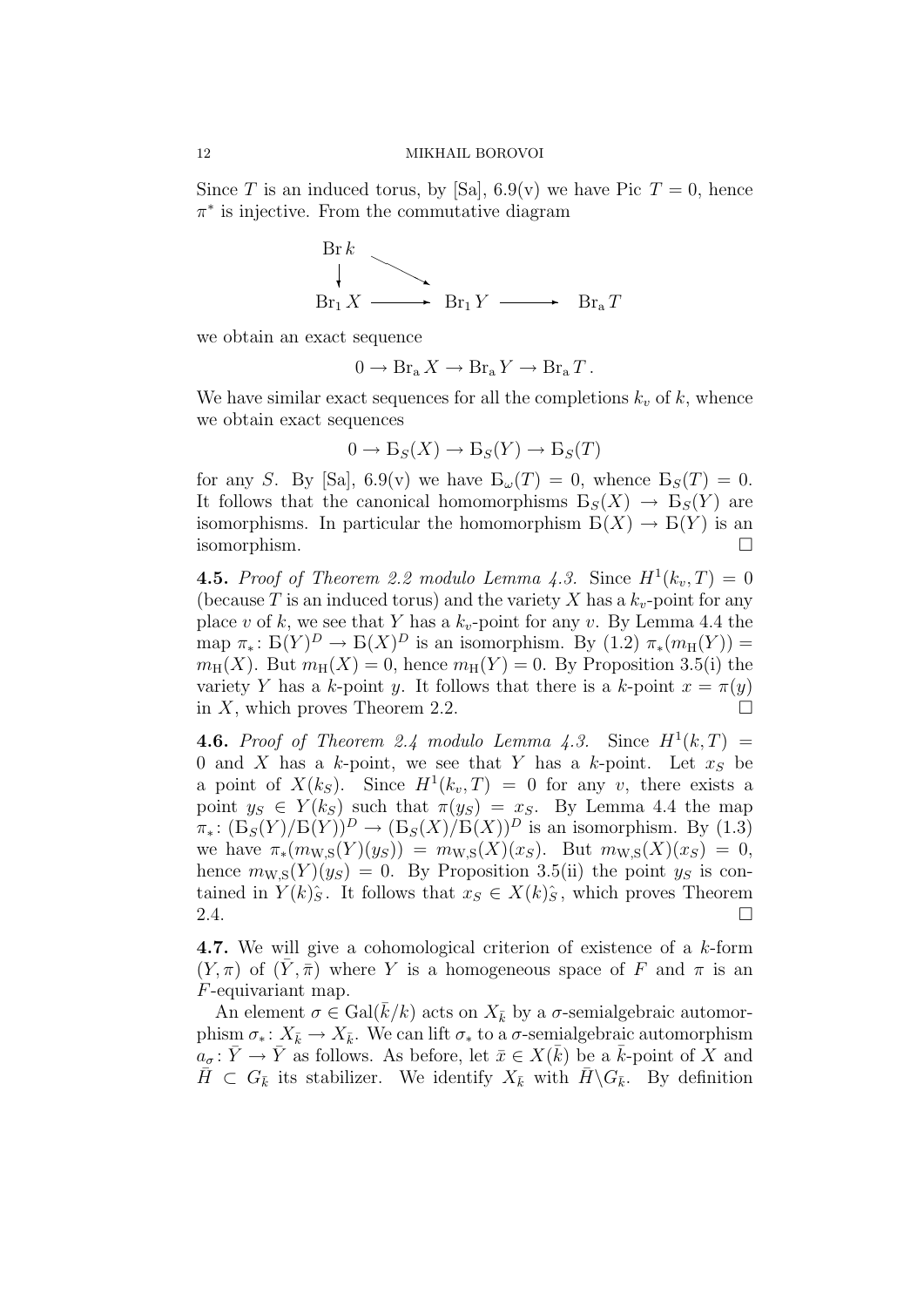Since $T$ is an induced torus, by [Sa], 6.9(v) we have Pic $T = 0$, hence $\pi^*$ is injective. From the commutative diagram

$$\begin{array}{ccccc} \operatorname{Br} k & & & & \\ \downarrow & \searrow & & & \\ \operatorname{Br}_1 X & \longrightarrow & \operatorname{Br}_1 Y & \longrightarrow & \operatorname{Br}_a T \end{array}$$

we obtain an exact sequence

$$0 \to \operatorname{Br}_a X \to \operatorname{Br}_a Y \to \operatorname{Br}_a T\,.$$

We have similar exact sequences for all the completions $k_v$ of $k$, whence we obtain exact sequences

$$0 \to Б_S(X) \to Б_S(Y) \to Б_S(T)$$

for any $S$. By [Sa], 6.9(v) we have $Б_\omega(T) = 0$, whence $Б_S(T) = 0$. It follows that the canonical homomorphisms $Б_S(X) \to Б_S(Y)$ are isomorphisms. In particular the homomorphism $Б(X) \to Б(Y)$ is an isomorphism. □

**4.5.** *Proof of Theorem 2.2 modulo Lemma 4.3.* Since $H^1(k_v, T) = 0$ (because $T$ is an induced torus) and the variety $X$ has a $k_v$-point for any place $v$ of $k$, we see that $Y$ has a $k_v$-point for any $v$. By Lemma 4.4 the map $\pi_*\colon Б(Y)^D \to Б(X)^D$ is an isomorphism. By (1.2) $\pi_*(m_{\mathrm{H}}(Y)) = m_{\mathrm{H}}(X)$. But $m_{\mathrm{H}}(X) = 0$, hence $m_{\mathrm{H}}(Y) = 0$. By Proposition 3.5(i) the variety $Y$ has a $k$-point $y$. It follows that there is a $k$-point $x = \pi(y)$ in $X$, which proves Theorem 2.2. □

**4.6.** *Proof of Theorem 2.4 modulo Lemma 4.3.* Since $H^1(k, T) = 0$ and $X$ has a $k$-point, we see that $Y$ has a $k$-point. Let $x_S$ be a point of $X(k_S)$. Since $H^1(k_v, T) = 0$ for any $v$, there exists a point $y_S \in Y(k_S)$ such that $\pi(y_S) = x_S$. By Lemma 4.4 the map $\pi_*\colon (Б_S(Y)/Б(Y))^D \to (Б_S(X)/Б(X))^D$ is an isomorphism. By (1.3) we have $\pi_*(m_{\mathrm{W,S}}(Y)(y_S)) = m_{\mathrm{W,S}}(X)(x_S)$. But $m_{\mathrm{W,S}}(X)(x_S) = 0$, hence $m_{\mathrm{W,S}}(Y)(y_S) = 0$. By Proposition 3.5(ii) the point $y_S$ is contained in $Y(k)\hat{_S}$. It follows that $x_S \in X(k)\hat{_S}$, which proves Theorem 2.4. □

**4.7.** We will give a cohomological criterion of existence of a $k$-form $(Y, \pi)$ of $(\bar{Y}, \bar{\pi})$ where $Y$ is a homogeneous space of $F$ and $\pi$ is an $F$-equivariant map.

An element $\sigma \in \operatorname{Gal}(\bar{k}/k)$ acts on $X_{\bar{k}}$ by a $\sigma$-semialgebraic automorphism $\sigma_*\colon X_{\bar{k}} \to X_{\bar{k}}$. We can lift $\sigma_*$ to a $\sigma$-semialgebraic automorphism $a_\sigma\colon \bar{Y} \to \bar{Y}$ as follows. As before, let $\bar{x} \in X(\bar{k})$ be a $\bar{k}$-point of $X$ and $\bar{H} \subset G_{\bar{k}}$ its stabilizer. We identify $X_{\bar{k}}$ with $\bar{H}\backslash G_{\bar{k}}$. By definition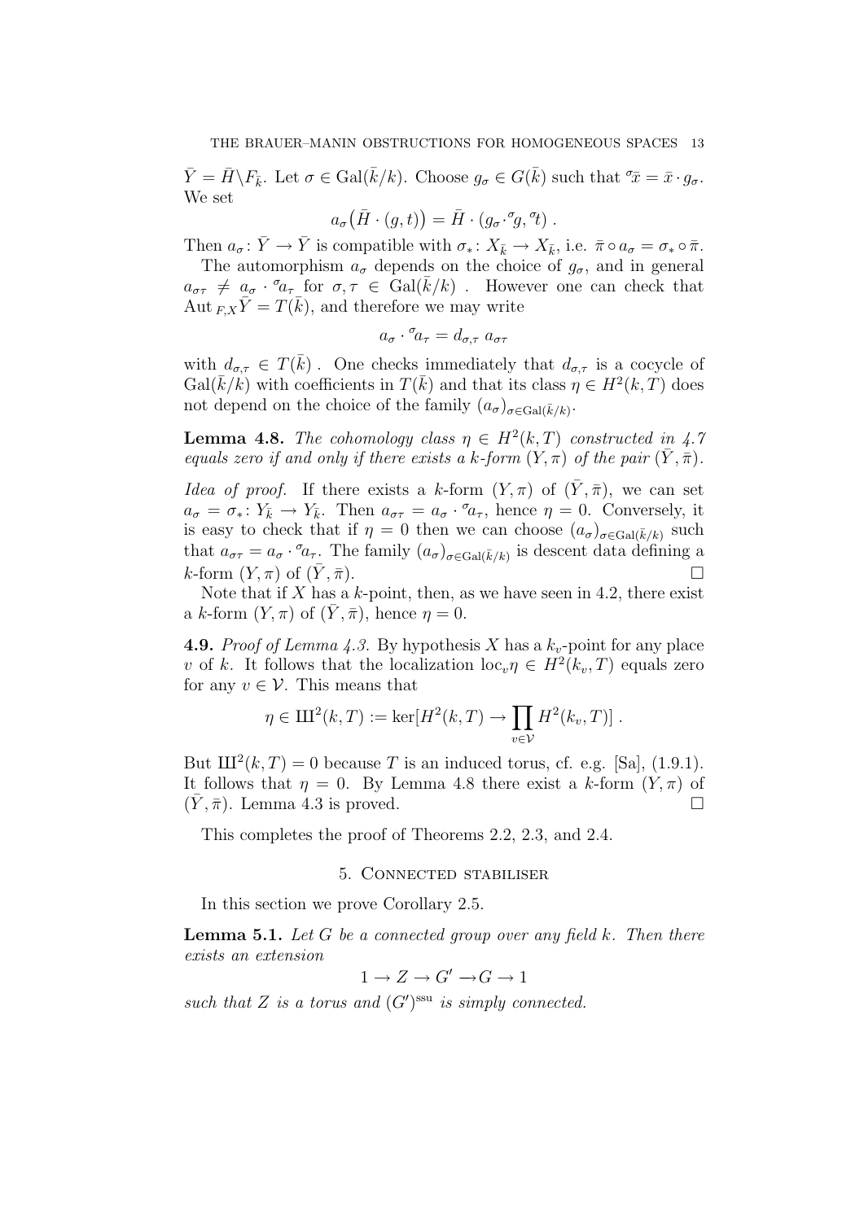$\bar{Y} = \bar{H}\backslash F_{\bar{k}}$. Let $\sigma \in \mathrm{Gal}(\bar{k}/k)$. Choose $g_\sigma \in G(\bar{k})$ such that ${}^\sigma\bar{x} = \bar{x} \cdot g_\sigma$. We set

$$a_\sigma\big(\bar{H} \cdot (g,t)\big) = \bar{H} \cdot (g_\sigma \cdot {}^\sigma g, {}^\sigma t) \ .$$

Then $a_\sigma \colon \bar{Y} \to \bar{Y}$ is compatible with $\sigma_* \colon X_{\bar{k}} \to X_{\bar{k}}$, i.e. $\bar{\pi} \circ a_\sigma = \sigma_* \circ \bar{\pi}$.

The automorphism $a_\sigma$ depends on the choice of $g_\sigma$, and in general $a_{\sigma\tau} \neq a_\sigma \cdot {}^\sigma a_\tau$ for $\sigma, \tau \in \mathrm{Gal}(\bar{k}/k)$ . However one can check that $\mathrm{Aut}_{\,F,X}\bar{Y} = T(\bar{k})$, and therefore we may write

$$a_\sigma \cdot {}^\sigma a_\tau = d_{\sigma,\tau}\ a_{\sigma\tau}$$

with $d_{\sigma,\tau} \in T(\bar{k})$ . One checks immediately that $d_{\sigma,\tau}$ is a cocycle of $\mathrm{Gal}(\bar{k}/k)$ with coefficients in $T(\bar{k})$ and that its class $\eta \in H^2(k,T)$ does not depend on the choice of the family $(a_\sigma)_{\sigma \in \mathrm{Gal}(\bar{k}/k)}$.

**Lemma 4.8.** *The cohomology class $\eta \in H^2(k,T)$ constructed in 4.7 equals zero if and only if there exists a $k$-form $(Y,\pi)$ of the pair $(\bar{Y},\bar{\pi})$.*

*Idea of proof.* If there exists a $k$-form $(Y,\pi)$ of $(\bar{Y},\bar{\pi})$, we can set $a_\sigma = \sigma_* \colon Y_{\bar{k}} \to Y_{\bar{k}}$. Then $a_{\sigma\tau} = a_\sigma \cdot {}^\sigma a_\tau$, hence $\eta = 0$. Conversely, it is easy to check that if $\eta = 0$ then we can choose $(a_\sigma)_{\sigma \in \mathrm{Gal}(\bar{k}/k)}$ such that $a_{\sigma\tau} = a_\sigma \cdot {}^\sigma a_\tau$. The family $(a_\sigma)_{\sigma \in \mathrm{Gal}(\bar{k}/k)}$ is descent data defining a $k$-form $(Y,\pi)$ of $(\bar{Y},\bar{\pi})$. □

Note that if $X$ has a $k$-point, then, as we have seen in 4.2, there exist a $k$-form $(Y,\pi)$ of $(\bar{Y},\bar{\pi})$, hence $\eta = 0$.

**4.9.** *Proof of Lemma 4.3.* By hypothesis $X$ has a $k_v$-point for any place $v$ of $k$. It follows that the localization $\mathrm{loc}_v\eta \in H^2(k_v,T)$ equals zero for any $v \in \mathcal{V}$. This means that

$$\eta \in Ш^2(k,T) := \ker[H^2(k,T) \to \prod_{v \in \mathcal{V}} H^2(k_v,T)] \ .$$

But $Ш^2(k,T) = 0$ because $T$ is an induced torus, cf. e.g. [Sa], (1.9.1). It follows that $\eta = 0$. By Lemma 4.8 there exist a $k$-form $(Y,\pi)$ of $(\bar{Y},\bar{\pi})$. Lemma 4.3 is proved. □

This completes the proof of Theorems 2.2, 2.3, and 2.4.

## 5. Connected stabiliser

In this section we prove Corollary 2.5.

**Lemma 5.1.** *Let $G$ be a connected group over any field $k$. Then there exists an extension*

$$1 \to Z \to G' \to G \to 1$$

*such that $Z$ is a torus and $(G')^{\mathrm{ssu}}$ is simply connected.*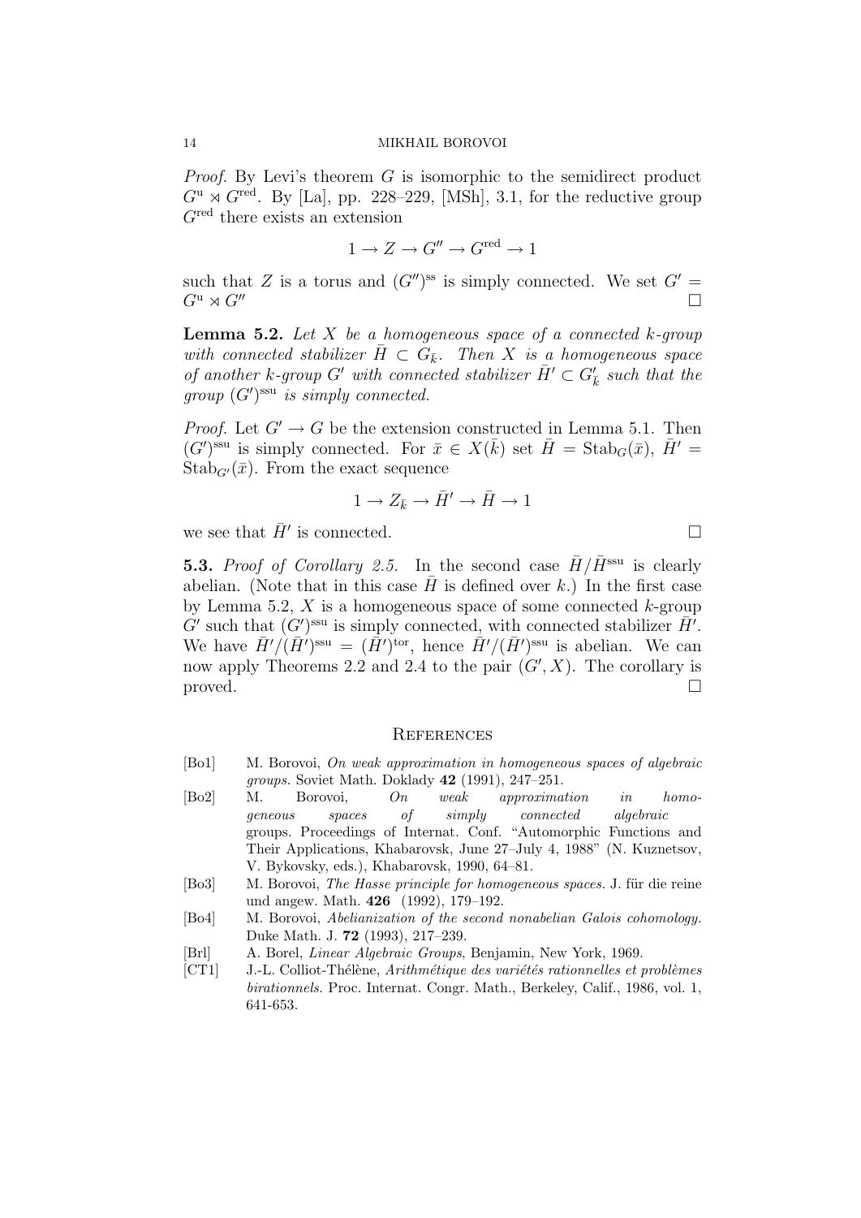*Proof.* By Levi's theorem $G$ is isomorphic to the semidirect product $G^{\rm u} \rtimes G^{\rm red}$. By [La], pp. 228–229, [MSh], 3.1, for the reductive group $G^{\rm red}$ there exists an extension

$$1 \to Z \to G'' \to G^{\rm red} \to 1$$

such that $Z$ is a torus and $(G'')^{\rm ss}$ is simply connected. We set $G' = G^{\rm u} \rtimes G''$ $\square$

**Lemma 5.2.** *Let $X$ be a homogeneous space of a connected $k$-group with connected stabilizer $\bar{H} \subset G_{\bar{k}}$. Then $X$ is a homogeneous space of another $k$-group $G'$ with connected stabilizer $\bar{H}' \subset G'_{\bar{k}}$ such that the group $(G')^{\rm ssu}$ is simply connected.*

*Proof.* Let $G' \to G$ be the extension constructed in Lemma 5.1. Then $(G')^{\rm ssu}$ is simply connected. For $\bar{x} \in X(\bar{k})$ set $\bar{H} = {\rm Stab}_G(\bar{x})$, $\bar{H}' = {\rm Stab}_{G'}(\bar{x})$. From the exact sequence

$$1 \to Z_{\bar{k}} \to \bar{H}' \to \bar{H} \to 1$$

we see that $\bar{H}'$ is connected. $\square$

**5.3.** *Proof of Corollary 2.5.* In the second case $\bar{H}/\bar{H}^{\rm ssu}$ is clearly abelian. (Note that in this case $\bar{H}$ is defined over $k$.) In the first case by Lemma 5.2, $X$ is a homogeneous space of some connected $k$-group $G'$ such that $(G')^{\rm ssu}$ is simply connected, with connected stabilizer $\bar{H}'$. We have $\bar{H}'/(\bar{H}')^{\rm ssu} = (\bar{H}')^{\rm tor}$, hence $\bar{H}'/(\bar{H}')^{\rm ssu}$ is abelian. We can now apply Theorems 2.2 and 2.4 to the pair $(G', X)$. The corollary is proved. $\square$

## References

- [Bo1] M. Borovoi, *On weak approximation in homogeneous spaces of algebraic groups.* Soviet Math. Doklady **42** (1991), 247–251.
- [Bo2] M. Borovoi, *On weak approximation in homogeneous spaces of simply connected algebraic* groups. Proceedings of Internat. Conf. "Automorphic Functions and Their Applications, Khabarovsk, June 27–July 4, 1988" (N. Kuznetsov, V. Bykovsky, eds.), Khabarovsk, 1990, 64–81.
- [Bo3] M. Borovoi, *The Hasse principle for homogeneous spaces.* J. für die reine und angew. Math. **426** (1992), 179–192.
- [Bo4] M. Borovoi, *Abelianization of the second nonabelian Galois cohomology.* Duke Math. J. **72** (1993), 217–239.
- [Brl] A. Borel, *Linear Algebraic Groups*, Benjamin, New York, 1969.
- [CT1] J.-L. Colliot-Thélène, *Arithmétique des variétés rationnelles et problèmes birationnels.* Proc. Internat. Congr. Math., Berkeley, Calif., 1986, vol. 1, 641-653.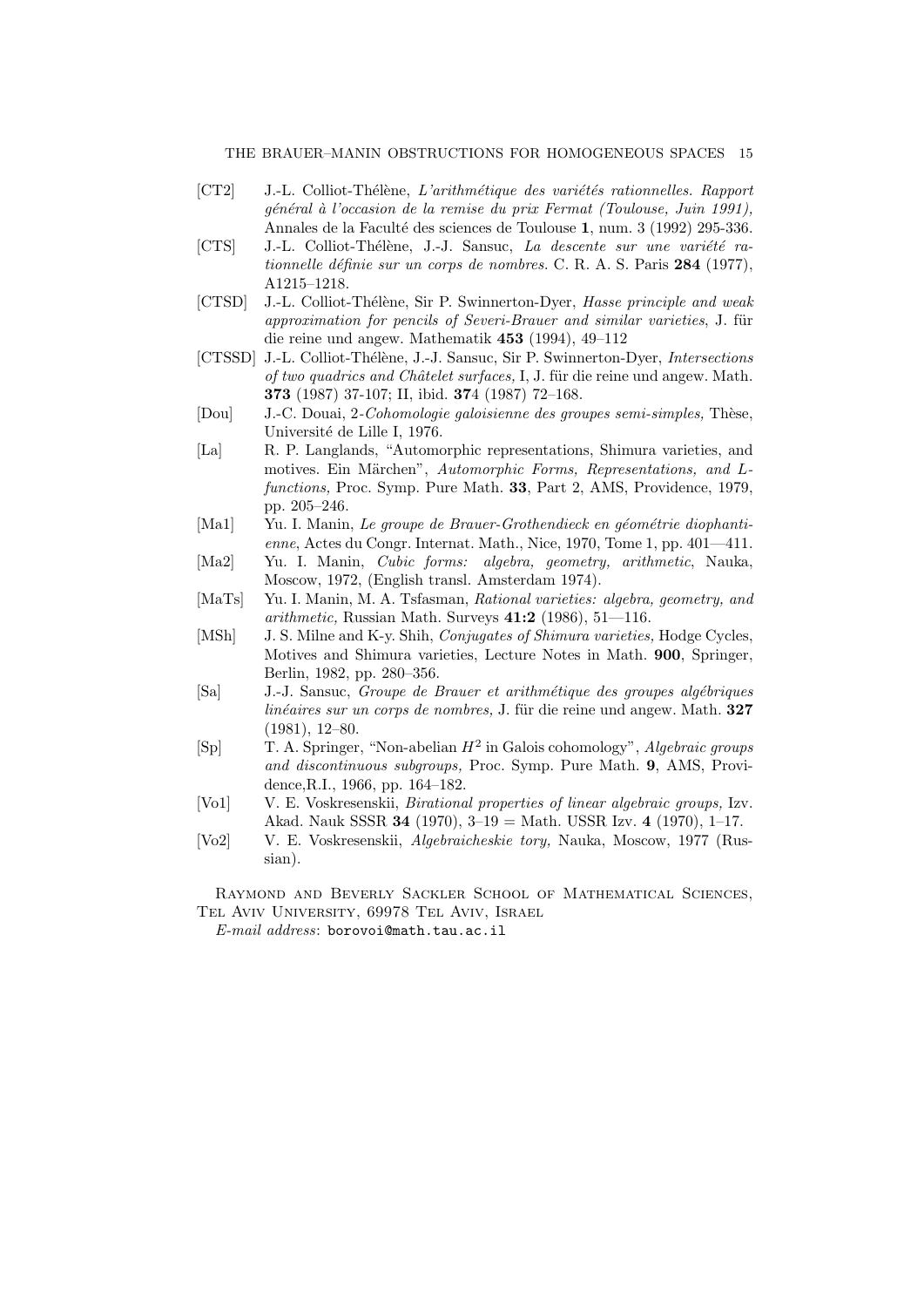[CT2] J.-L. Colliot-Thélène, *L'arithmétique des variétés rationnelles. Rapport général à l'occasion de la remise du prix Fermat (Toulouse, Juin 1991),* Annales de la Faculté des sciences de Toulouse **1**, num. 3 (1992) 295-336.

[CTS] J.-L. Colliot-Thélène, J.-J. Sansuc, *La descente sur une variété rationnelle définie sur un corps de nombres.* C. R. A. S. Paris **284** (1977), A1215–1218.

[CTSD] J.-L. Colliot-Thélène, Sir P. Swinnerton-Dyer, *Hasse principle and weak approximation for pencils of Severi-Brauer and similar varieties*, J. für die reine und angew. Mathematik **453** (1994), 49–112

[CTSSD] J.-L. Colliot-Thélène, J.-J. Sansuc, Sir P. Swinnerton-Dyer, *Intersections of two quadrics and Châtelet surfaces,* I, J. für die reine und angew. Math. **373** (1987) 37-107; II, ibid. **37**4 (1987) 72–168.

[Dou] J.-C. Douai, 2*-Cohomologie galoisienne des groupes semi-simples,* Thèse, Université de Lille I, 1976.

[La] R. P. Langlands, "Automorphic representations, Shimura varieties, and motives. Ein Märchen", *Automorphic Forms, Representations, and L-functions,* Proc. Symp. Pure Math. **33**, Part 2, AMS, Providence, 1979, pp. 205–246.

[Ma1] Yu. I. Manin, *Le groupe de Brauer-Grothendieck en géométrie diophantienne*, Actes du Congr. Internat. Math., Nice, 1970, Tome 1, pp. 401—411.

[Ma2] Yu. I. Manin, *Cubic forms: algebra, geometry, arithmetic*, Nauka, Moscow, 1972, (English transl. Amsterdam 1974).

[MaTs] Yu. I. Manin, M. A. Tsfasman, *Rational varieties: algebra, geometry, and arithmetic,* Russian Math. Surveys **41:2** (1986), 51—116.

[MSh] J. S. Milne and K-y. Shih, *Conjugates of Shimura varieties,* Hodge Cycles, Motives and Shimura varieties, Lecture Notes in Math. **900**, Springer, Berlin, 1982, pp. 280–356.

[Sa] J.-J. Sansuc, *Groupe de Brauer et arithmétique des groupes algébriques linéaires sur un corps de nombres,* J. für die reine und angew. Math. **327** (1981), 12–80.

[Sp] T. A. Springer, "Non-abelian $H^2$ in Galois cohomology", *Algebraic groups and discontinuous subgroups,* Proc. Symp. Pure Math. **9**, AMS, Providence,R.I., 1966, pp. 164–182.

[Vo1] V. E. Voskresenskii, *Birational properties of linear algebraic groups,* Izv. Akad. Nauk SSSR **34** (1970), 3–19 = Math. USSR Izv. **4** (1970), 1–17.

[Vo2] V. E. Voskresenskii, *Algebraicheskie tory,* Nauka, Moscow, 1977 (Russian).

Raymond and Beverly Sackler School of Mathematical Sciences, Tel Aviv University, 69978 Tel Aviv, Israel

*E-mail address*: borovoi@math.tau.ac.il